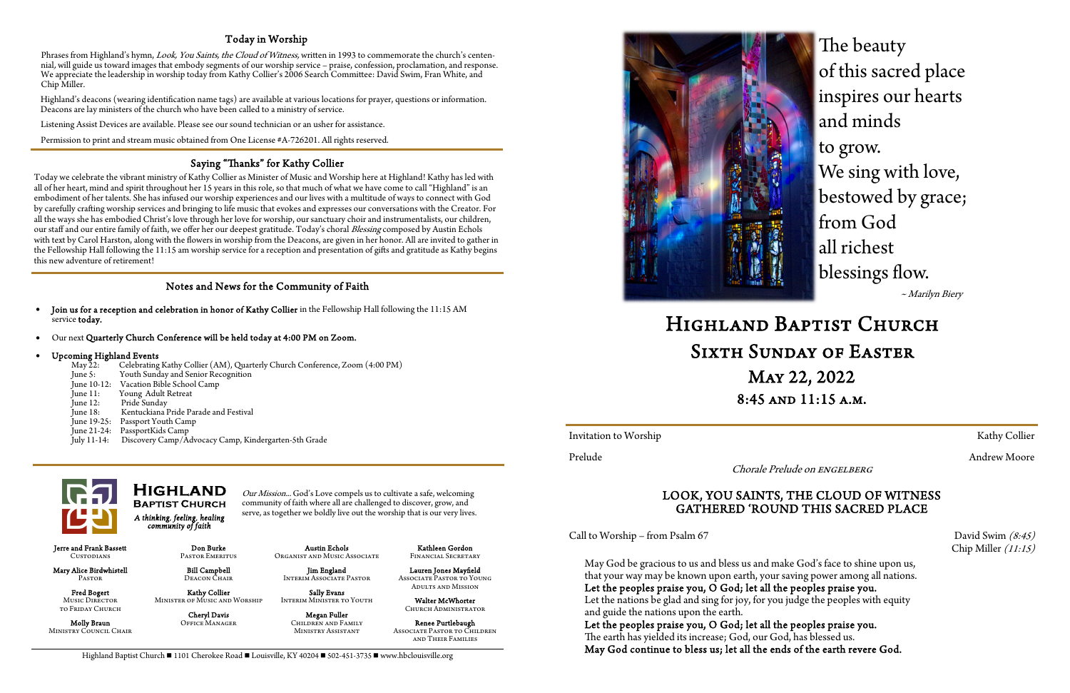## Today in Worship

Phrases from Highland's hymn, *Look, You Saints, the Cloud of Witness*, written in 1993 to commemorate the church's centennial, will guide us toward images that embody segments of our worship service – praise, confession, proclamation, and response. We appreciate the leadership in worship today from Kathy Collier's 2006 Search Committee: David Swim, Fran White, and Chip Miller.

Highland's deacons (wearing identification name tags) are available at various locations for prayer, questions or information. Deacons are lay ministers of the church who have been called to a ministry of service.

Listening Assist Devices are available. Please see our sound technician or an usher for assistance.

Permission to print and stream music obtained from One License #A-726201. All rights reserved.

## Saying "Thanks" for Kathy Collier

Today we celebrate the vibrant ministry of Kathy Collier as Minister of Music and Worship here at Highland! Kathy has led with all of her heart, mind and spirit throughout her 15 years in this role, so that much of what we have come to call "Highland" is an embodiment of her talents. She has infused our worship experiences and our lives with a multitude of ways to connect with God by carefully crafting worship services and bringing to life music that evokes and expresses our conversations with the Creator. For all the ways she has embodied Christ's love through her love for worship, our sanctuary choir and instrumentalists, our children, our staff and our entire family of faith, we offer her our deepest gratitude. Today's choral *Blessing* composed by Austin Echols with text by Carol Harston, along with the flowers in worship from the Deacons, are given in her honor. All are invited to gather in the Fellowship Hall following the 11:15 am worship service for a reception and presentation of gifts and gratitude as Kathy begins this new adventure of retirement!

## Notes and News for the Community of Faith

- **Join us for a reception and celebration in honor of Kathy Collier** in the Fellowship Hall following the 11:15 AM service **today.**
- Our next **Quarterly Church Conference will be held today at 4:00 PM on Zoom.**
- **Upcoming Highland Events**

| | |
|---|---|
| May 22: | Celebrating Kathy Collier (AM), Quarterly Church Conference, Zoom (4:00 PM) |
| June 5: | Youth Sunday and Senior Recognition |
| June 10-12: | Vacation Bible School Camp |
| June 11: | Young Adult Retreat |
| June 12: | Pride Sunday |
| June 18: | Kentuckiana Pride Parade and Festival |
| June 19-25: | Passport Youth Camp |
| June 21-24: | PassportKids Camp |
| July 11-14: | Discovery Camp/Advocacy Camp, Kindergarten-5th Grade |

**Highland Baptist Church**
*A thinking, feeling, healing community of faith*

*Our Mission...* God's Love compels us to cultivate a safe, welcoming community of faith where all are challenged to discover, grow, and serve, as together we boldly live out the worship that is our very lives.

**Jerre and Frank Bassett** – Custodians
**Mary Alice Birdwhistell** – Pastor
**Fred Bogert** – Music Director to Friday Church
**Molly Braun** – Ministry Council Chair
**Don Burke** – Pastor Emeritus
**Bill Campbell** – Deacon Chair
**Kathy Collier** – Minister of Music and Worship
**Cheryl Davis** – Office Manager
**Austin Echols** – Organist and Music Associate
**Jim England** – Interim Associate Pastor
**Sally Evans** – Interim Minister to Youth
**Megan Fuller** – Children and Family Ministry Assistant
**Kathleen Gordon** – Financial Secretary
**Lauren Jones Mayfield** – Associate Pastor to Young Adults and Mission
**Walter McWhorter** – Church Administrator
**Renee Purtlebaugh** – Associate Pastor to Children and Their Families

Highland Baptist Church ■ 1101 Cherokee Road ■ Louisville, KY 40204 ■ 502-451-3735 ■ www.hbclouisville.org

The beauty
of this sacred place
inspires our hearts
and minds
to grow.
We sing with love,
bestowed by grace;
from God
all richest
blessings flow.

*~ Marilyn Biery*

# Highland Baptist Church
# Sixth Sunday of Easter
# May 22, 2022
# 8:45 and 11:15 a.m.

Invitation to Worship — Kathy Collier

Prelude — Andrew Moore

*Chorale Prelude on ENGELBERG*

### LOOK, YOU SAINTS, THE CLOUD OF WITNESS GATHERED 'ROUND THIS SACRED PLACE

Call to Worship – from Psalm 67 — David Swim *(8:45)*, Chip Miller *(11:15)*

May God be gracious to us and bless us and make God's face to shine upon us, that your way may be known upon earth, your saving power among all nations.
**Let the peoples praise you, O God; let all the peoples praise you.**
Let the nations be glad and sing for joy, for you judge the peoples with equity and guide the nations upon the earth.
**Let the peoples praise you, O God; let all the peoples praise you.**
The earth has yielded its increase; God, our God, has blessed us.
**May God continue to bless us; let all the ends of the earth revere God.**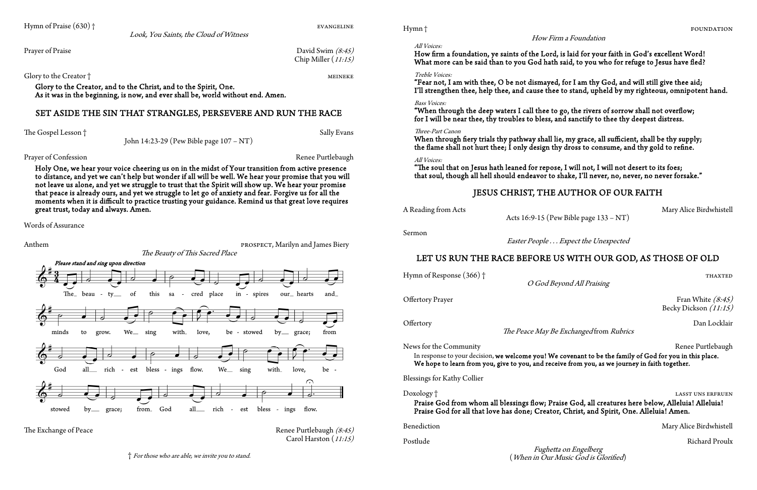Hymn of Praise (630) † EVANGELINE

*Look, You Saints, the Cloud of Witness*

Prayer of Praise David Swim *(8:45)*
Chip Miller (*11:15*)

Glory to the Creator † MEINEKE

**Glory to the Creator, and to the Christ, and to the Spirit, One.**
**As it was in the beginning, is now, and ever shall be, world without end. Amen.**

## SET ASIDE THE SIN THAT STRANGLES, PERSEVERE AND RUN THE RACE

The Gospel Lesson † Sally Evans

John 14:23-29 (Pew Bible page 107 – NT)

Prayer of Confession Renee Purtlebaugh

**Holy One, we hear your voice cheering us on in the midst of Your transition from active presence to distance, and yet we can't help but wonder if all will be well. We hear your promise that you will not leave us alone, and yet we struggle to trust that the Spirit will show up. We hear your promise that peace is already ours, and yet we struggle to let go of anxiety and fear. Forgive us for all the moments when it is difficult to practice trusting your guidance. Remind us that great love requires great trust, today and always. Amen.**

Words of Assurance

Anthem PROSPECT, Marilyn and James Biery

*The Beauty of This Sacred Place*

***Please stand and sing upon direction***

The beauty of this sacred place inspires our hearts and minds to grow. We sing with love, bestowed by grace; from God all richest blessings flow. We sing with love, bestowed by grace; from God all richest blessings flow.

The Exchange of Peace Renee Purtlebaugh *(8:45)*
Carol Harston (*11:15*)

† *For those who are able, we invite you to stand.*

Hymn † FOUNDATION

*How Firm a Foundation*

*All Voices:*
**How firm a foundation, ye saints of the Lord, is laid for your faith in God's excellent Word!**
**What more can be said than to you God hath said, to you who for refuge to Jesus have fled?**

*Treble Voices:*
**"Fear not, I am with thee, O be not dismayed, for I am thy God, and will still give thee aid;**
**I'll strengthen thee, help thee, and cause thee to stand, upheld by my righteous, omnipotent hand.**

*Bass Voices:*
**"When through the deep waters I call thee to go, the rivers of sorrow shall not overflow;**
**for I will be near thee, thy troubles to bless, and sanctify to thee thy deepest distress.**

*Three-Part Canon*
**When through fiery trials thy pathway shall lie, my grace, all sufficient, shall be thy supply;**
**the flame shall not hurt thee; I only design thy dross to consume, and thy gold to refine.**

*All Voices:*
**"The soul that on Jesus hath leaned for repose, I will not, I will not desert to its foes;**
**that soul, though all hell should endeavor to shake, I'll never, no, never, no never forsake."**

## JESUS CHRIST, THE AUTHOR OF OUR FAITH

A Reading from Acts Mary Alice Birdwhistell

Acts 16:9-15 (Pew Bible page 133 – NT)

Sermon

*Easter People . . . Expect the Unexpected*

## LET US RUN THE RACE BEFORE US WITH OUR GOD, AS THOSE OF OLD

Hymn of Response (366) † THAXTED

*O God Beyond All Praising*

Offertory Prayer Fran White *(8:45)*
Becky Dickson *(11:15)*

Offertory Dan Locklair

*The Peace May Be Exchanged* from *Rubrics*

News for the Community Renee Purtlebaugh

In response to your decision, **we welcome you! We covenant to be the family of God for you in this place. We hope to learn from you, give to you, and receive from you, as we journey in faith together.**

Blessings for Kathy Collier

Doxology † LASST UNS ERFREUN

**Praise God from whom all blessings flow; Praise God, all creatures here below, Alleluia! Alleluia!**
**Praise God for all that love has done; Creator, Christ, and Spirit, One. Alleluia! Amen.**

Benediction Mary Alice Birdwhistell

Postlude Richard Proulx

*Fughetta on Engelberg*
(*When in Our Music God is Glorified*)